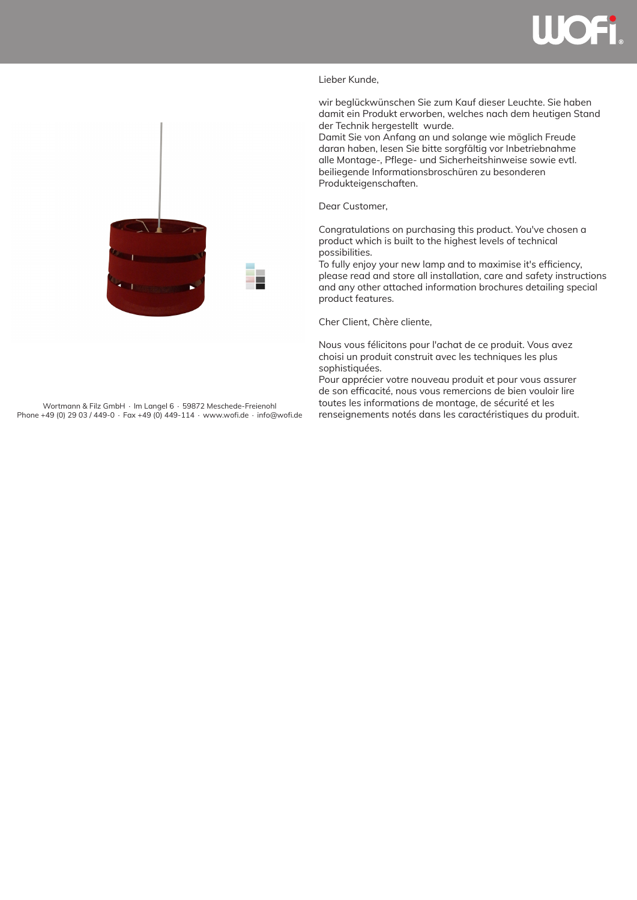Lieber Kunde,

wir beglückwünschen Sie zum Kauf dieser Leuchte. Sie haben damit ein Produkt erworben, welches nach dem heutigen Stand der Technik hergestellt wurde.
Damit Sie von Anfang an und solange wie möglich Freude daran haben, lesen Sie bitte sorgfältig vor Inbetriebnahme alle Montage-, Pflege- und Sicherheitshinweise sowie evtl. beiliegende Informationsbroschüren zu besonderen Produkteigenschaften.

Dear Customer,

Congratulations on purchasing this product. You've chosen a product which is built to the highest levels of technical possibilities.
To fully enjoy your new lamp and to maximise it's efficiency, please read and store all installation, care and safety instructions and any other attached information brochures detailing special product features.

Cher Client, Chère cliente,

Nous vous félicitons pour l'achat de ce produit. Vous avez choisi un produit construit avec les techniques les plus sophistiquées.
Pour apprécier votre nouveau produit et pour vous assurer de son efficacité, nous vous remercions de bien vouloir lire toutes les informations de montage, de sécurité et les renseignements notés dans les caractéristiques du produit.

Wortmann & Filz GmbH · Im Langel 6 · 59872 Meschede-Freienohl
Phone +49 (0) 29 03 / 449-0 · Fax +49 (0) 449-114 · www.wofi.de · info@wofi.de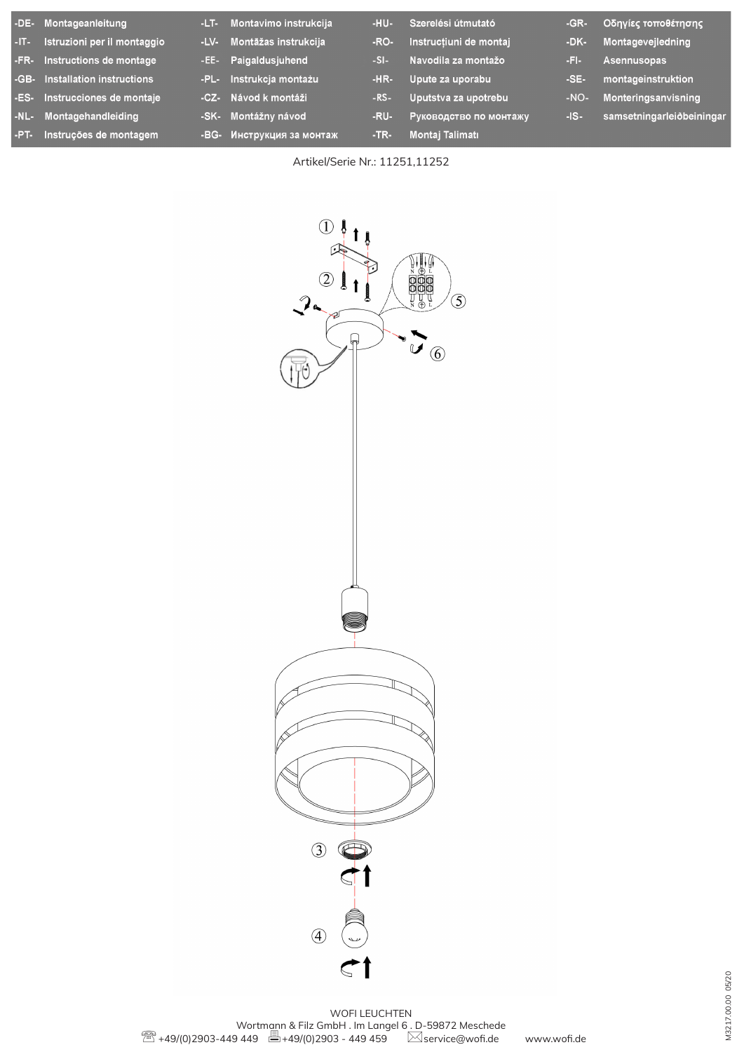| | | | | | | | | | | |
|---|---|---|---|---|---|---|---|---|---|---|
| -DE- | Montageanleitung | -LT- | Montavimo instrukcija | -HU- | Szerelési útmutató | -GR- | Οδηγίες τοποθέτησης |
| -IT- | Istruzioni per il montaggio | -LV- | Montāžas instrukcija | -RO- | Instrucțiuni de montaj | -DK- | Montagevejledning |
| -FR- | Instructions de montage | -EE- | Paigaldusjuhend | -SI- | Navodila za montažo | -FI- | Asennusopas |
| -GB- | Installation instructions | -PL- | Instrukcja montażu | -HR- | Upute za uporabu | -SE- | montageinstruktion |
| -ES- | Instrucciones de montaje | -CZ- | Návod k montáži | -RS- | Uputstva za upotrebu | -NO- | Monteringsanvisning |
| -NL- | Montagehandleiding | -SK- | Montážny návod | -RU- | Руководство по монтажу | -IS- | samsetningarleiðbeiningar |
| -PT- | Instruções de montagem | -BG- | Инструкция за монтаж | -TR- | Montaj Talimatı | | |

Artikel/Serie Nr.: 11251,11252

① ② ③ ④ ⑤ ⑥

N ⊕ L

WOFI LEUCHTEN
Wortmann & Filz GmbH . Im Langel 6 . D-59872 Meschede
+49/(0)2903-449 449 +49/(0)2903 - 449 459 service@wofi.de www.wofi.de

M3217.00.00 05/20